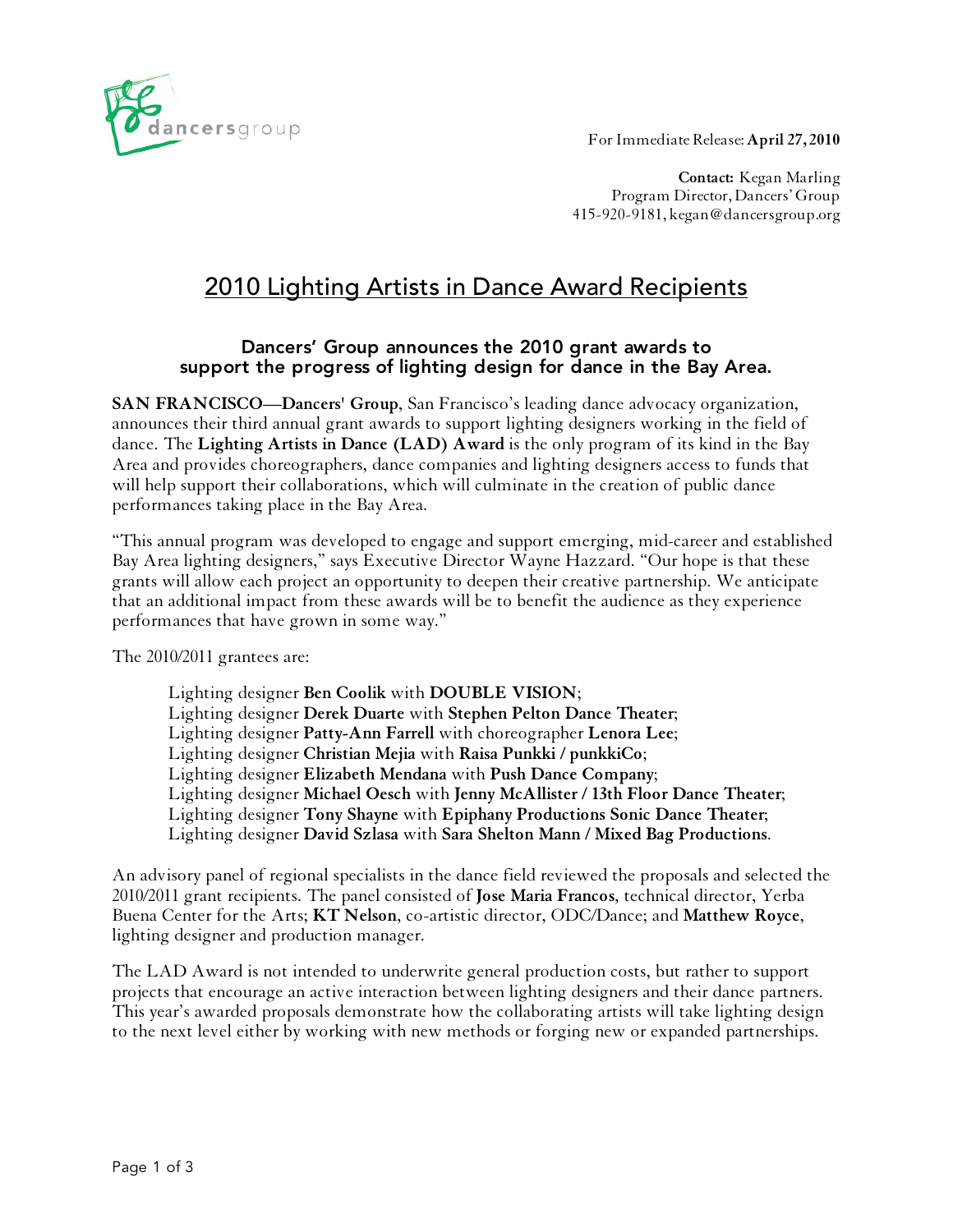dancersgroup

For Immediate Release: **April 27, 2010**

**Contact:** Kegan Marling
Program Director, Dancers' Group
415-920-9181, kegan@dancersgroup.org

# 2010 Lighting Artists in Dance Award Recipients

### Dancers' Group announces the 2010 grant awards to support the progress of lighting design for dance in the Bay Area.

**SAN FRANCISCO—Dancers' Group**, San Francisco's leading dance advocacy organization, announces their third annual grant awards to support lighting designers working in the field of dance. The **Lighting Artists in Dance (LAD) Award** is the only program of its kind in the Bay Area and provides choreographers, dance companies and lighting designers access to funds that will help support their collaborations, which will culminate in the creation of public dance performances taking place in the Bay Area.

"This annual program was developed to engage and support emerging, mid-career and established Bay Area lighting designers," says Executive Director Wayne Hazzard. "Our hope is that these grants will allow each project an opportunity to deepen their creative partnership. We anticipate that an additional impact from these awards will be to benefit the audience as they experience performances that have grown in some way."

The 2010/2011 grantees are:

Lighting designer **Ben Coolik** with **DOUBLE VISION**;
Lighting designer **Derek Duarte** with **Stephen Pelton Dance Theater**;
Lighting designer **Patty-Ann Farrell** with choreographer **Lenora Lee**;
Lighting designer **Christian Mejia** with **Raisa Punkki / punkkiCo**;
Lighting designer **Elizabeth Mendana** with **Push Dance Company**;
Lighting designer **Michael Oesch** with **Jenny McAllister / 13th Floor Dance Theater**;
Lighting designer **Tony Shayne** with **Epiphany Productions Sonic Dance Theater**;
Lighting designer **David Szlasa** with **Sara Shelton Mann / Mixed Bag Productions**.

An advisory panel of regional specialists in the dance field reviewed the proposals and selected the 2010/2011 grant recipients. The panel consisted of **Jose Maria Francos**, technical director, Yerba Buena Center for the Arts; **KT Nelson**, co-artistic director, ODC/Dance; and **Matthew Royce**, lighting designer and production manager.

The LAD Award is not intended to underwrite general production costs, but rather to support projects that encourage an active interaction between lighting designers and their dance partners. This year's awarded proposals demonstrate how the collaborating artists will take lighting design to the next level either by working with new methods or forging new or expanded partnerships.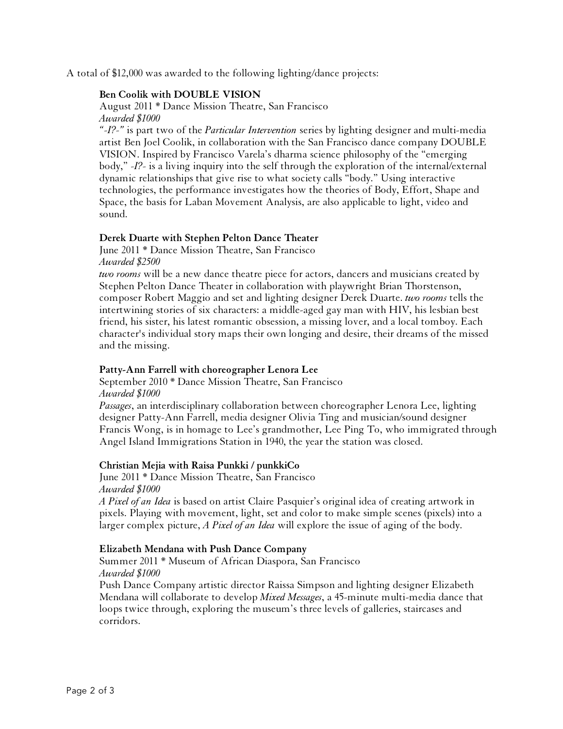A total of $12,000 was awarded to the following lighting/dance projects:

**Ben Coolik with DOUBLE VISION**
August 2011 * Dance Mission Theatre, San Francisco
*Awarded $1000*
*"-I?-"* is part two of the *Particular Intervention* series by lighting designer and multi-media artist Ben Joel Coolik, in collaboration with the San Francisco dance company DOUBLE VISION. Inspired by Francisco Varela's dharma science philosophy of the "emerging body," *-I?-* is a living inquiry into the self through the exploration of the internal/external dynamic relationships that give rise to what society calls "body." Using interactive technologies, the performance investigates how the theories of Body, Effort, Shape and Space, the basis for Laban Movement Analysis, are also applicable to light, video and sound.

**Derek Duarte with Stephen Pelton Dance Theater**
June 2011 * Dance Mission Theatre, San Francisco
*Awarded $2500*
*two rooms* will be a new dance theatre piece for actors, dancers and musicians created by Stephen Pelton Dance Theater in collaboration with playwright Brian Thorstenson, composer Robert Maggio and set and lighting designer Derek Duarte. *two rooms* tells the intertwining stories of six characters: a middle-aged gay man with HIV, his lesbian best friend, his sister, his latest romantic obsession, a missing lover, and a local tomboy. Each character's individual story maps their own longing and desire, their dreams of the missed and the missing.

**Patty-Ann Farrell with choreographer Lenora Lee**
September 2010 * Dance Mission Theatre, San Francisco
*Awarded $1000*
*Passages*, an interdisciplinary collaboration between choreographer Lenora Lee, lighting designer Patty-Ann Farrell, media designer Olivia Ting and musician/sound designer Francis Wong, is in homage to Lee's grandmother, Lee Ping To, who immigrated through Angel Island Immigrations Station in 1940, the year the station was closed.

**Christian Mejia with Raisa Punkki / punkkiCo**
June 2011 * Dance Mission Theatre, San Francisco
*Awarded $1000*
*A Pixel of an Idea* is based on artist Claire Pasquier's original idea of creating artwork in pixels. Playing with movement, light, set and color to make simple scenes (pixels) into a larger complex picture, *A Pixel of an Idea* will explore the issue of aging of the body.

**Elizabeth Mendana with Push Dance Company**
Summer 2011 * Museum of African Diaspora, San Francisco
*Awarded $1000*
Push Dance Company artistic director Raissa Simpson and lighting designer Elizabeth Mendana will collaborate to develop *Mixed Messages*, a 45-minute multi-media dance that loops twice through, exploring the museum's three levels of galleries, staircases and corridors.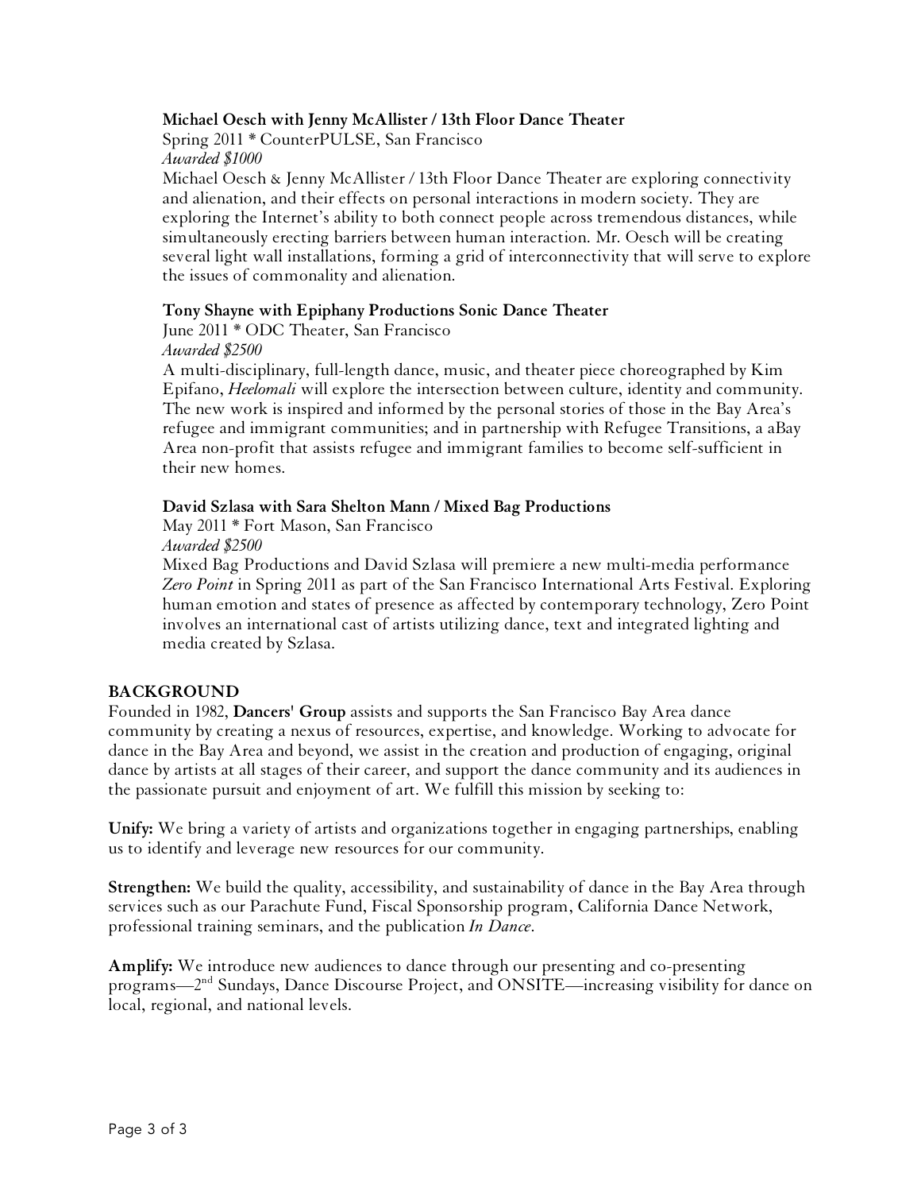**Michael Oesch with Jenny McAllister / 13th Floor Dance Theater**

Spring 2011 * CounterPULSE, San Francisco

*Awarded $1000*

Michael Oesch & Jenny McAllister / 13th Floor Dance Theater are exploring connectivity and alienation, and their effects on personal interactions in modern society. They are exploring the Internet's ability to both connect people across tremendous distances, while simultaneously erecting barriers between human interaction. Mr. Oesch will be creating several light wall installations, forming a grid of interconnectivity that will serve to explore the issues of commonality and alienation.

**Tony Shayne with Epiphany Productions Sonic Dance Theater**

June 2011 * ODC Theater, San Francisco

*Awarded $2500*

A multi-disciplinary, full-length dance, music, and theater piece choreographed by Kim Epifano, *Heelomali* will explore the intersection between culture, identity and community. The new work is inspired and informed by the personal stories of those in the Bay Area's refugee and immigrant communities; and in partnership with Refugee Transitions, a aBay Area non-profit that assists refugee and immigrant families to become self-sufficient in their new homes.

**David Szlasa with Sara Shelton Mann / Mixed Bag Productions**

May 2011 * Fort Mason, San Francisco

*Awarded $2500*

Mixed Bag Productions and David Szlasa will premiere a new multi-media performance *Zero Point* in Spring 2011 as part of the San Francisco International Arts Festival. Exploring human emotion and states of presence as affected by contemporary technology, Zero Point involves an international cast of artists utilizing dance, text and integrated lighting and media created by Szlasa.

## BACKGROUND

Founded in 1982, **Dancers' Group** assists and supports the San Francisco Bay Area dance community by creating a nexus of resources, expertise, and knowledge. Working to advocate for dance in the Bay Area and beyond, we assist in the creation and production of engaging, original dance by artists at all stages of their career, and support the dance community and its audiences in the passionate pursuit and enjoyment of art. We fulfill this mission by seeking to:

**Unify:** We bring a variety of artists and organizations together in engaging partnerships, enabling us to identify and leverage new resources for our community.

**Strengthen:** We build the quality, accessibility, and sustainability of dance in the Bay Area through services such as our Parachute Fund, Fiscal Sponsorship program, California Dance Network, professional training seminars, and the publication *In Dance*.

**Amplify:** We introduce new audiences to dance through our presenting and co-presenting programs—2nd Sundays, Dance Discourse Project, and ONSITE—increasing visibility for dance on local, regional, and national levels.